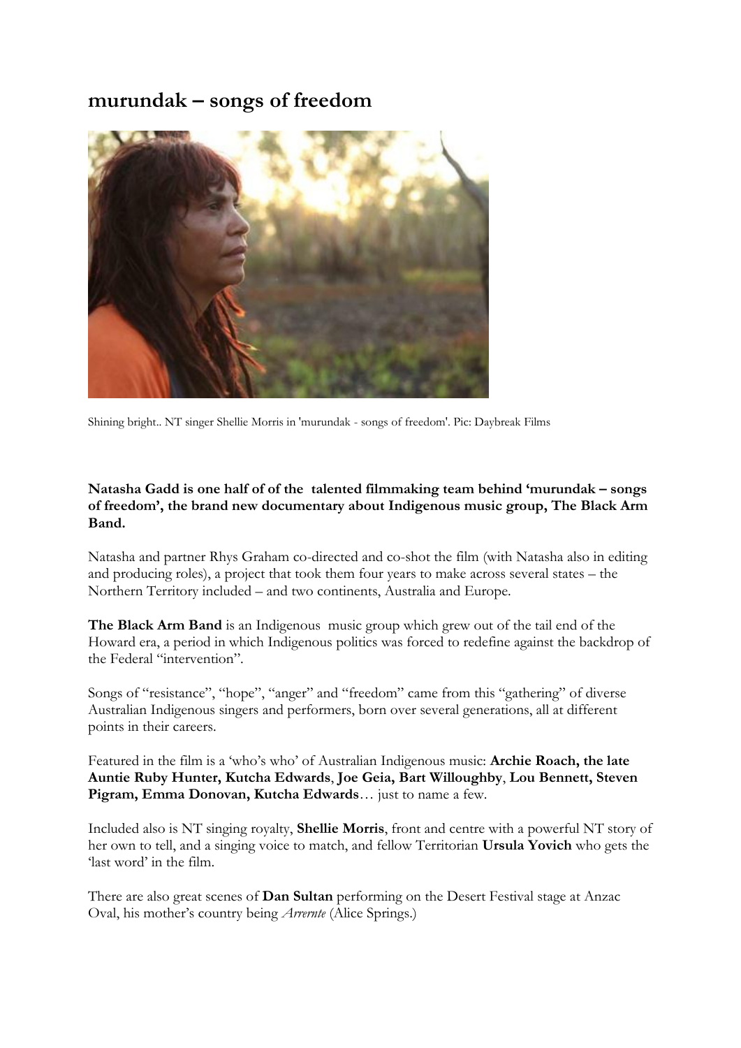# murundak – songs of freedom

Shining bright.. NT singer Shellie Morris in 'murundak - songs of freedom'. Pic: Daybreak Films

**Natasha Gadd is one half of of the talented filmmaking team behind 'murundak – songs of freedom', the brand new documentary about Indigenous music group, The Black Arm Band.**

Natasha and partner Rhys Graham co-directed and co-shot the film (with Natasha also in editing and producing roles), a project that took them four years to make across several states – the Northern Territory included – and two continents, Australia and Europe.

**The Black Arm Band** is an Indigenous music group which grew out of the tail end of the Howard era, a period in which Indigenous politics was forced to redefine against the backdrop of the Federal "intervention".

Songs of "resistance", "hope", "anger" and "freedom" came from this "gathering" of diverse Australian Indigenous singers and performers, born over several generations, all at different points in their careers.

Featured in the film is a 'who's who' of Australian Indigenous music: **Archie Roach, the late Auntie Ruby Hunter, Kutcha Edwards**, **Joe Geia, Bart Willoughby**, **Lou Bennett, Steven Pigram, Emma Donovan, Kutcha Edwards**… just to name a few.

Included also is NT singing royalty, **Shellie Morris**, front and centre with a powerful NT story of her own to tell, and a singing voice to match, and fellow Territorian **Ursula Yovich** who gets the 'last word' in the film.

There are also great scenes of **Dan Sultan** performing on the Desert Festival stage at Anzac Oval, his mother's country being *Arrernte* (Alice Springs.)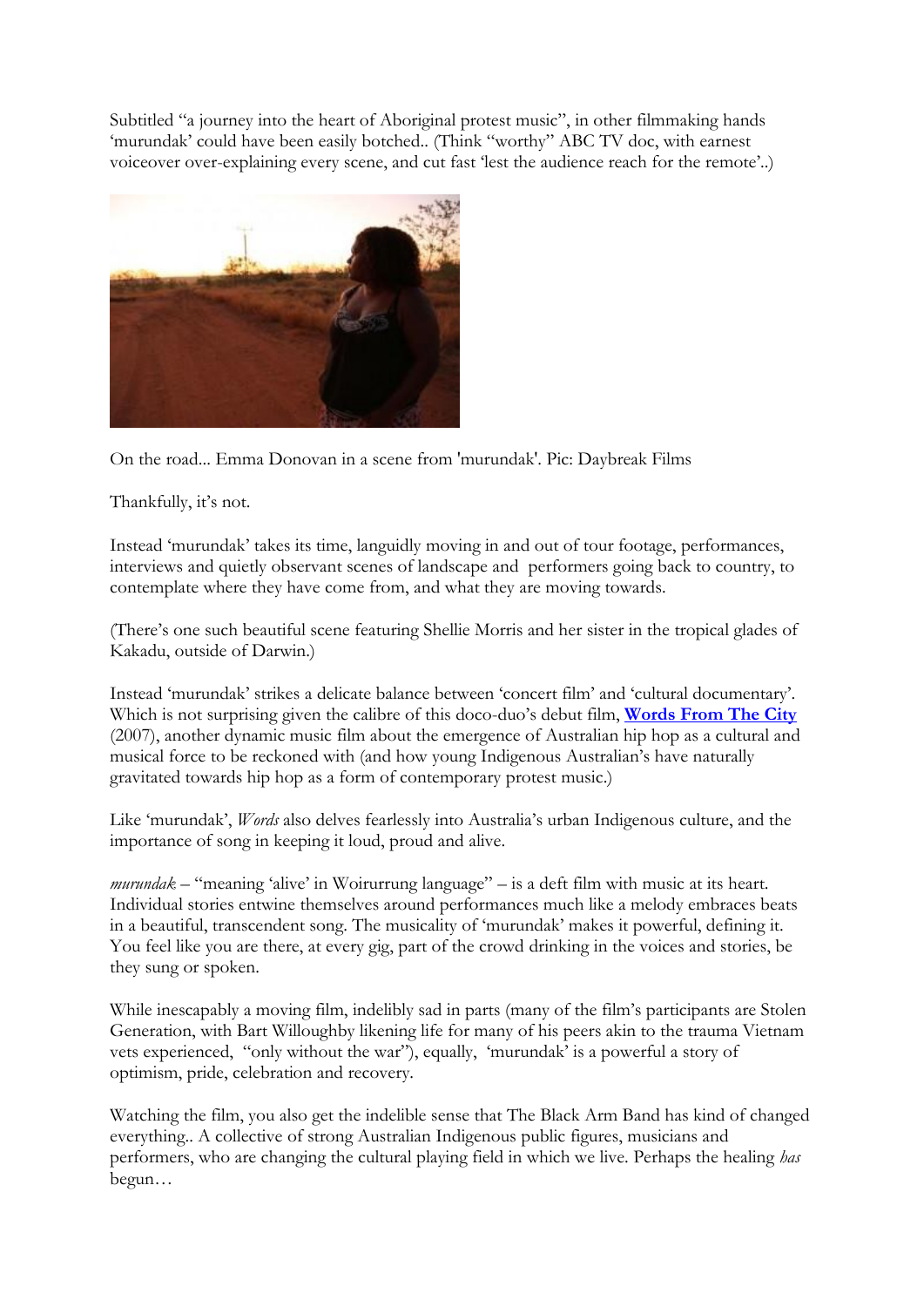Subtitled "a journey into the heart of Aboriginal protest music", in other filmmaking hands 'murundak' could have been easily botched.. (Think "worthy" ABC TV doc, with earnest voiceover over-explaining every scene, and cut fast 'lest the audience reach for the remote'..)

On the road... Emma Donovan in a scene from 'murundak'. Pic: Daybreak Films

Thankfully, it's not.

Instead 'murundak' takes its time, languidly moving in and out of tour footage, performances, interviews and quietly observant scenes of landscape and performers going back to country, to contemplate where they have come from, and what they are moving towards.

(There's one such beautiful scene featuring Shellie Morris and her sister in the tropical glades of Kakadu, outside of Darwin.)

Instead 'murundak' strikes a delicate balance between 'concert film' and 'cultural documentary'. Which is not surprising given the calibre of this doco-duo's debut film, **Words From The City** (2007), another dynamic music film about the emergence of Australian hip hop as a cultural and musical force to be reckoned with (and how young Indigenous Australian's have naturally gravitated towards hip hop as a form of contemporary protest music.)

Like 'murundak', *Words* also delves fearlessly into Australia's urban Indigenous culture, and the importance of song in keeping it loud, proud and alive.

*murundak* – "meaning 'alive' in Woirurrung language" – is a deft film with music at its heart. Individual stories entwine themselves around performances much like a melody embraces beats in a beautiful, transcendent song. The musicality of 'murundak' makes it powerful, defining it. You feel like you are there, at every gig, part of the crowd drinking in the voices and stories, be they sung or spoken.

While inescapably a moving film, indelibly sad in parts (many of the film's participants are Stolen Generation, with Bart Willoughby likening life for many of his peers akin to the trauma Vietnam vets experienced, "only without the war"), equally, 'murundak' is a powerful a story of optimism, pride, celebration and recovery.

Watching the film, you also get the indelible sense that The Black Arm Band has kind of changed everything.. A collective of strong Australian Indigenous public figures, musicians and performers, who are changing the cultural playing field in which we live. Perhaps the healing *has* begun…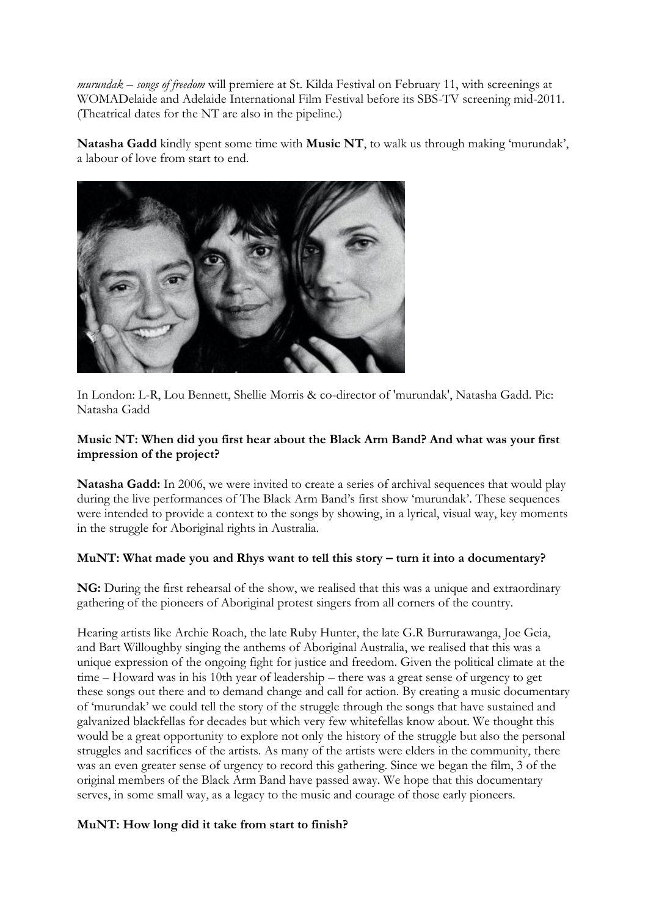*murundak – songs of freedom* will premiere at St. Kilda Festival on February 11, with screenings at WOMADelaide and Adelaide International Film Festival before its SBS-TV screening mid-2011. (Theatrical dates for the NT are also in the pipeline.)

**Natasha Gadd** kindly spent some time with **Music NT**, to walk us through making 'murundak', a labour of love from start to end.

In London: L-R, Lou Bennett, Shellie Morris & co-director of 'murundak', Natasha Gadd. Pic: Natasha Gadd

**Music NT: When did you first hear about the Black Arm Band? And what was your first impression of the project?**

**Natasha Gadd:** In 2006, we were invited to create a series of archival sequences that would play during the live performances of The Black Arm Band's first show 'murundak'. These sequences were intended to provide a context to the songs by showing, in a lyrical, visual way, key moments in the struggle for Aboriginal rights in Australia.

**MuNT: What made you and Rhys want to tell this story – turn it into a documentary?**

**NG:** During the first rehearsal of the show, we realised that this was a unique and extraordinary gathering of the pioneers of Aboriginal protest singers from all corners of the country.

Hearing artists like Archie Roach, the late Ruby Hunter, the late G.R Burrurawanga, Joe Geia, and Bart Willoughby singing the anthems of Aboriginal Australia, we realised that this was a unique expression of the ongoing fight for justice and freedom. Given the political climate at the time – Howard was in his 10th year of leadership – there was a great sense of urgency to get these songs out there and to demand change and call for action. By creating a music documentary of 'murundak' we could tell the story of the struggle through the songs that have sustained and galvanized blackfellas for decades but which very few whitefellas know about. We thought this would be a great opportunity to explore not only the history of the struggle but also the personal struggles and sacrifices of the artists. As many of the artists were elders in the community, there was an even greater sense of urgency to record this gathering. Since we began the film, 3 of the original members of the Black Arm Band have passed away. We hope that this documentary serves, in some small way, as a legacy to the music and courage of those early pioneers.

**MuNT: How long did it take from start to finish?**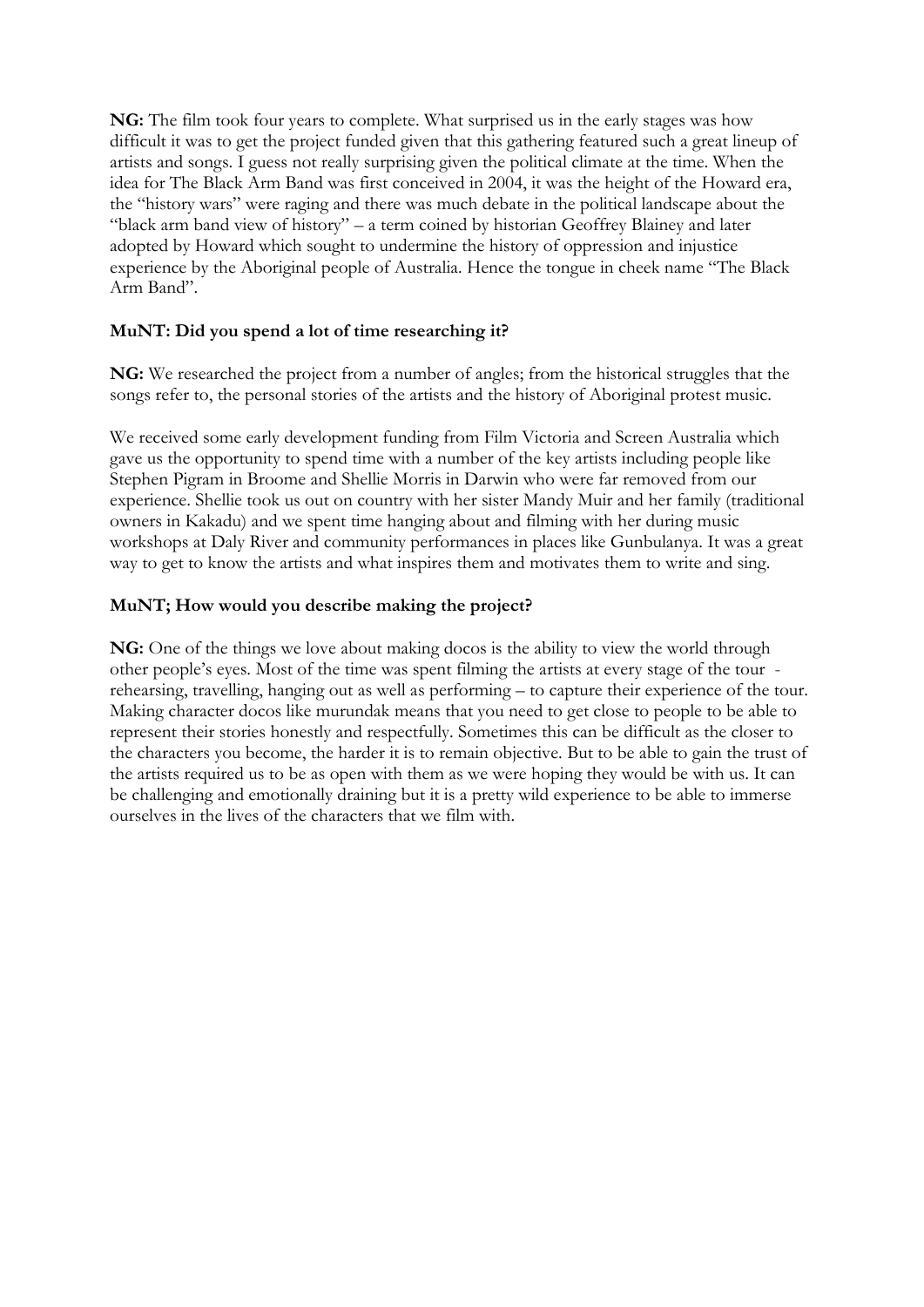**NG:** The film took four years to complete. What surprised us in the early stages was how difficult it was to get the project funded given that this gathering featured such a great lineup of artists and songs. I guess not really surprising given the political climate at the time. When the idea for The Black Arm Band was first conceived in 2004, it was the height of the Howard era, the "history wars" were raging and there was much debate in the political landscape about the "black arm band view of history" – a term coined by historian Geoffrey Blainey and later adopted by Howard which sought to undermine the history of oppression and injustice experience by the Aboriginal people of Australia. Hence the tongue in cheek name "The Black Arm Band".

**MuNT: Did you spend a lot of time researching it?**

**NG:** We researched the project from a number of angles; from the historical struggles that the songs refer to, the personal stories of the artists and the history of Aboriginal protest music.

We received some early development funding from Film Victoria and Screen Australia which gave us the opportunity to spend time with a number of the key artists including people like Stephen Pigram in Broome and Shellie Morris in Darwin who were far removed from our experience. Shellie took us out on country with her sister Mandy Muir and her family (traditional owners in Kakadu) and we spent time hanging about and filming with her during music workshops at Daly River and community performances in places like Gunbulanya. It was a great way to get to know the artists and what inspires them and motivates them to write and sing.

**MuNT; How would you describe making the project?**

**NG:** One of the things we love about making docos is the ability to view the world through other people's eyes. Most of the time was spent filming the artists at every stage of the tour - rehearsing, travelling, hanging out as well as performing – to capture their experience of the tour. Making character docos like murundak means that you need to get close to people to be able to represent their stories honestly and respectfully. Sometimes this can be difficult as the closer to the characters you become, the harder it is to remain objective. But to be able to gain the trust of the artists required us to be as open with them as we were hoping they would be with us. It can be challenging and emotionally draining but it is a pretty wild experience to be able to immerse ourselves in the lives of the characters that we film with.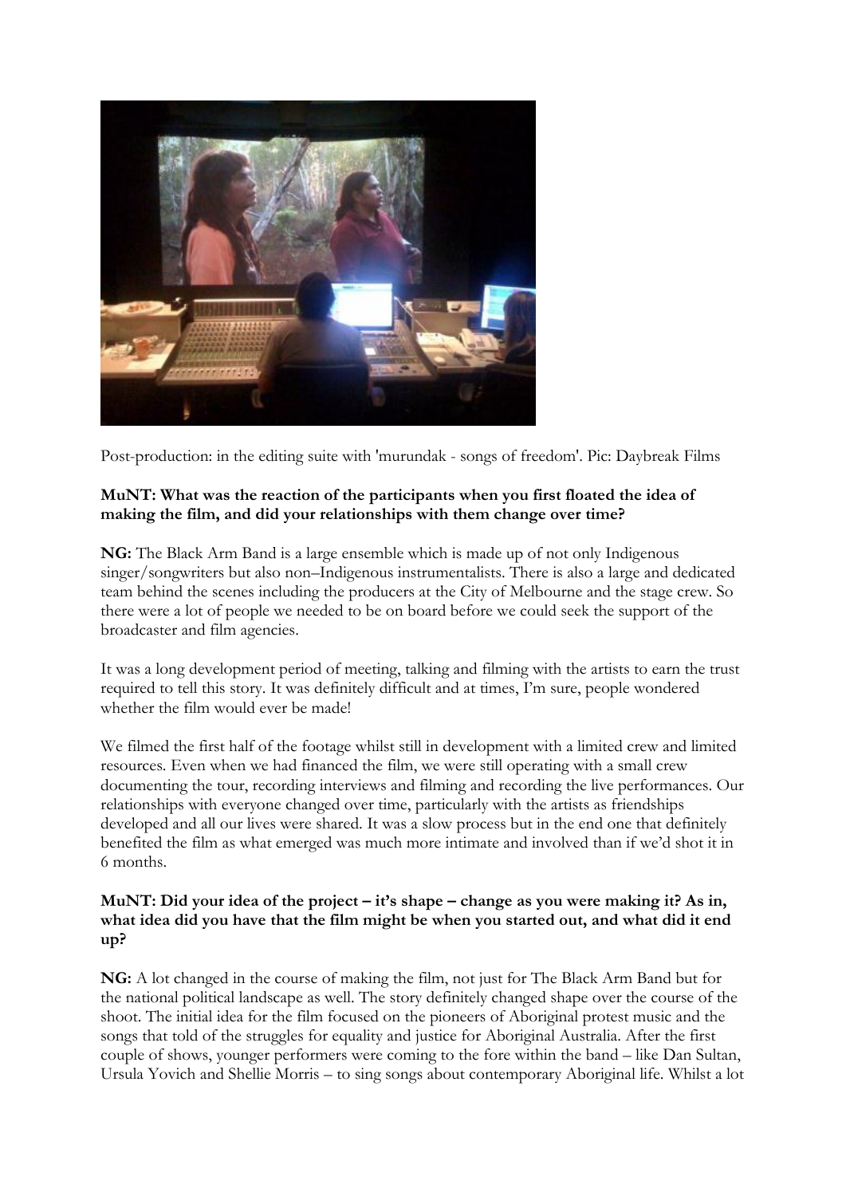Post-production: in the editing suite with 'murundak - songs of freedom'. Pic: Daybreak Films

**MuNT: What was the reaction of the participants when you first floated the idea of making the film, and did your relationships with them change over time?**

**NG:** The Black Arm Band is a large ensemble which is made up of not only Indigenous singer/songwriters but also non–Indigenous instrumentalists. There is also a large and dedicated team behind the scenes including the producers at the City of Melbourne and the stage crew. So there were a lot of people we needed to be on board before we could seek the support of the broadcaster and film agencies.

It was a long development period of meeting, talking and filming with the artists to earn the trust required to tell this story. It was definitely difficult and at times, I'm sure, people wondered whether the film would ever be made!

We filmed the first half of the footage whilst still in development with a limited crew and limited resources. Even when we had financed the film, we were still operating with a small crew documenting the tour, recording interviews and filming and recording the live performances. Our relationships with everyone changed over time, particularly with the artists as friendships developed and all our lives were shared. It was a slow process but in the end one that definitely benefited the film as what emerged was much more intimate and involved than if we'd shot it in 6 months.

**MuNT: Did your idea of the project – it's shape – change as you were making it? As in, what idea did you have that the film might be when you started out, and what did it end up?**

**NG:** A lot changed in the course of making the film, not just for The Black Arm Band but for the national political landscape as well. The story definitely changed shape over the course of the shoot. The initial idea for the film focused on the pioneers of Aboriginal protest music and the songs that told of the struggles for equality and justice for Aboriginal Australia. After the first couple of shows, younger performers were coming to the fore within the band – like Dan Sultan, Ursula Yovich and Shellie Morris – to sing songs about contemporary Aboriginal life. Whilst a lot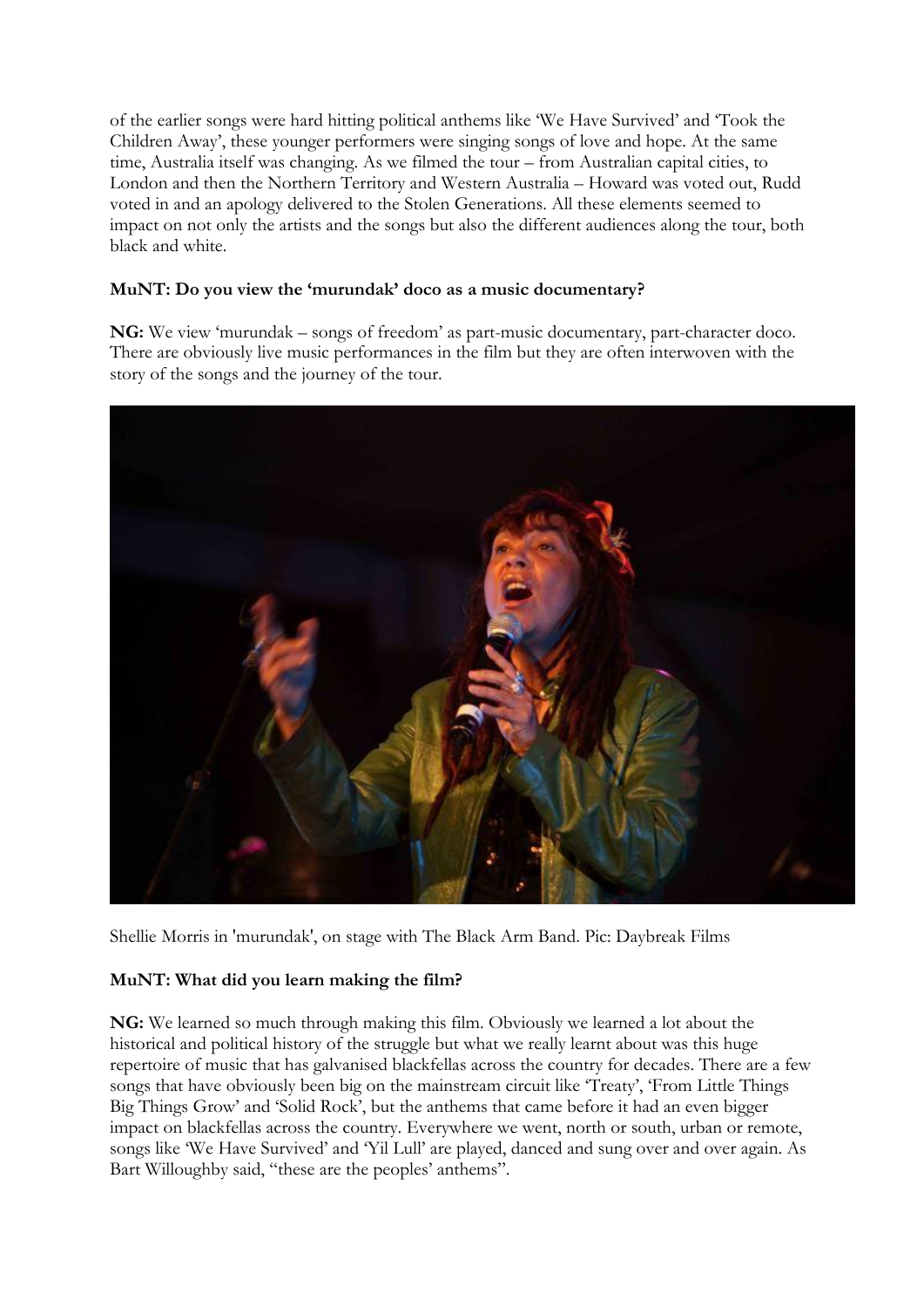of the earlier songs were hard hitting political anthems like 'We Have Survived' and 'Took the Children Away', these younger performers were singing songs of love and hope. At the same time, Australia itself was changing. As we filmed the tour – from Australian capital cities, to London and then the Northern Territory and Western Australia – Howard was voted out, Rudd voted in and an apology delivered to the Stolen Generations. All these elements seemed to impact on not only the artists and the songs but also the different audiences along the tour, both black and white.

**MuNT: Do you view the 'murundak' doco as a music documentary?**

**NG:** We view 'murundak – songs of freedom' as part-music documentary, part-character doco. There are obviously live music performances in the film but they are often interwoven with the story of the songs and the journey of the tour.

Shellie Morris in 'murundak', on stage with The Black Arm Band. Pic: Daybreak Films

**MuNT: What did you learn making the film?**

**NG:** We learned so much through making this film. Obviously we learned a lot about the historical and political history of the struggle but what we really learnt about was this huge repertoire of music that has galvanised blackfellas across the country for decades. There are a few songs that have obviously been big on the mainstream circuit like 'Treaty', 'From Little Things Big Things Grow' and 'Solid Rock', but the anthems that came before it had an even bigger impact on blackfellas across the country. Everywhere we went, north or south, urban or remote, songs like 'We Have Survived' and 'Yil Lull' are played, danced and sung over and over again. As Bart Willoughby said, "these are the peoples' anthems".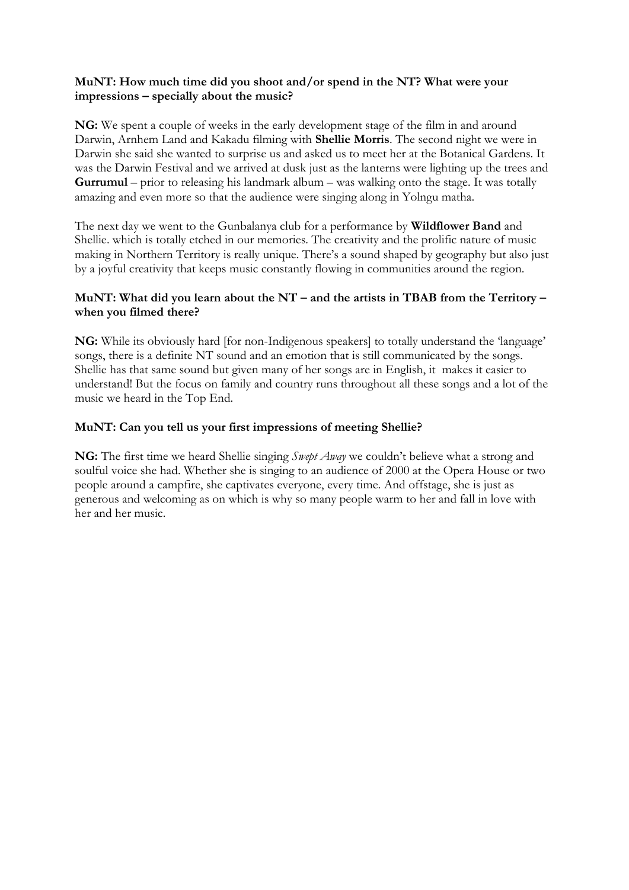**MuNT: How much time did you shoot and/or spend in the NT? What were your impressions – specially about the music?**

**NG:** We spent a couple of weeks in the early development stage of the film in and around Darwin, Arnhem Land and Kakadu filming with **Shellie Morris**. The second night we were in Darwin she said she wanted to surprise us and asked us to meet her at the Botanical Gardens. It was the Darwin Festival and we arrived at dusk just as the lanterns were lighting up the trees and **Gurrumul** – prior to releasing his landmark album – was walking onto the stage. It was totally amazing and even more so that the audience were singing along in Yolngu matha.

The next day we went to the Gunbalanya club for a performance by **Wildflower Band** and Shellie. which is totally etched in our memories. The creativity and the prolific nature of music making in Northern Territory is really unique. There's a sound shaped by geography but also just by a joyful creativity that keeps music constantly flowing in communities around the region.

**MuNT: What did you learn about the NT – and the artists in TBAB from the Territory – when you filmed there?**

**NG:** While its obviously hard [for non-Indigenous speakers] to totally understand the 'language' songs, there is a definite NT sound and an emotion that is still communicated by the songs. Shellie has that same sound but given many of her songs are in English, it makes it easier to understand! But the focus on family and country runs throughout all these songs and a lot of the music we heard in the Top End.

**MuNT: Can you tell us your first impressions of meeting Shellie?**

**NG:** The first time we heard Shellie singing *Swept Away* we couldn't believe what a strong and soulful voice she had. Whether she is singing to an audience of 2000 at the Opera House or two people around a campfire, she captivates everyone, every time. And offstage, she is just as generous and welcoming as on which is why so many people warm to her and fall in love with her and her music.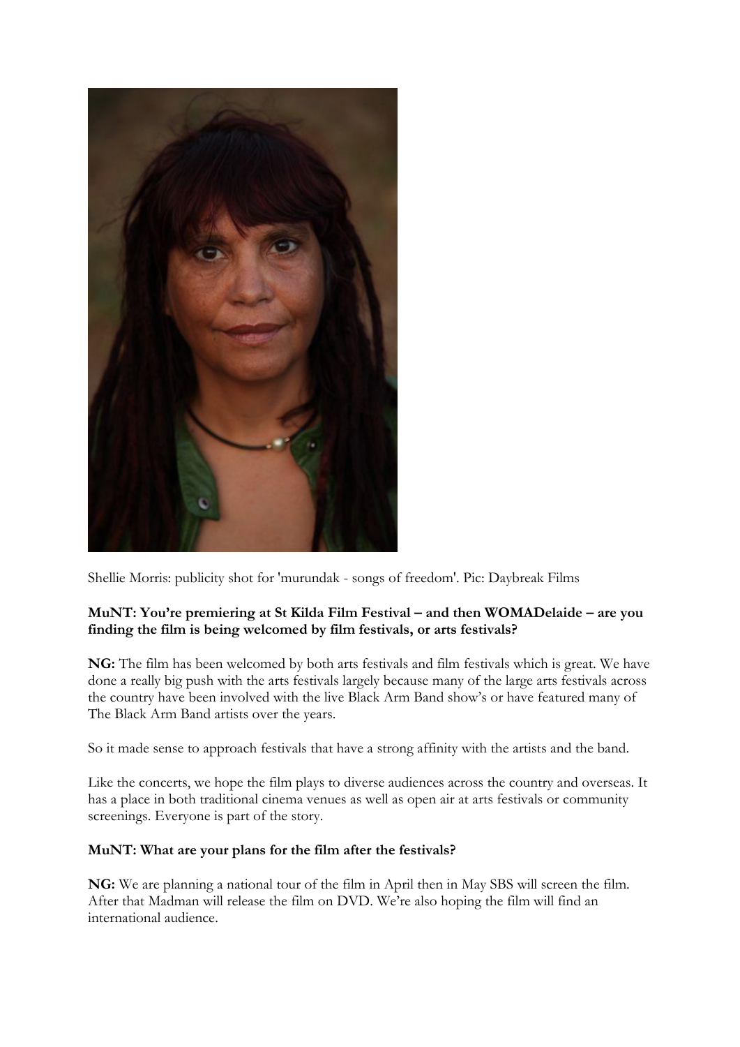Shellie Morris: publicity shot for 'murundak - songs of freedom'. Pic: Daybreak Films

**MuNT: You're premiering at St Kilda Film Festival – and then WOMADelaide – are you finding the film is being welcomed by film festivals, or arts festivals?**

**NG:** The film has been welcomed by both arts festivals and film festivals which is great. We have done a really big push with the arts festivals largely because many of the large arts festivals across the country have been involved with the live Black Arm Band show's or have featured many of The Black Arm Band artists over the years.

So it made sense to approach festivals that have a strong affinity with the artists and the band.

Like the concerts, we hope the film plays to diverse audiences across the country and overseas. It has a place in both traditional cinema venues as well as open air at arts festivals or community screenings. Everyone is part of the story.

**MuNT: What are your plans for the film after the festivals?**

**NG:** We are planning a national tour of the film in April then in May SBS will screen the film. After that Madman will release the film on DVD. We're also hoping the film will find an international audience.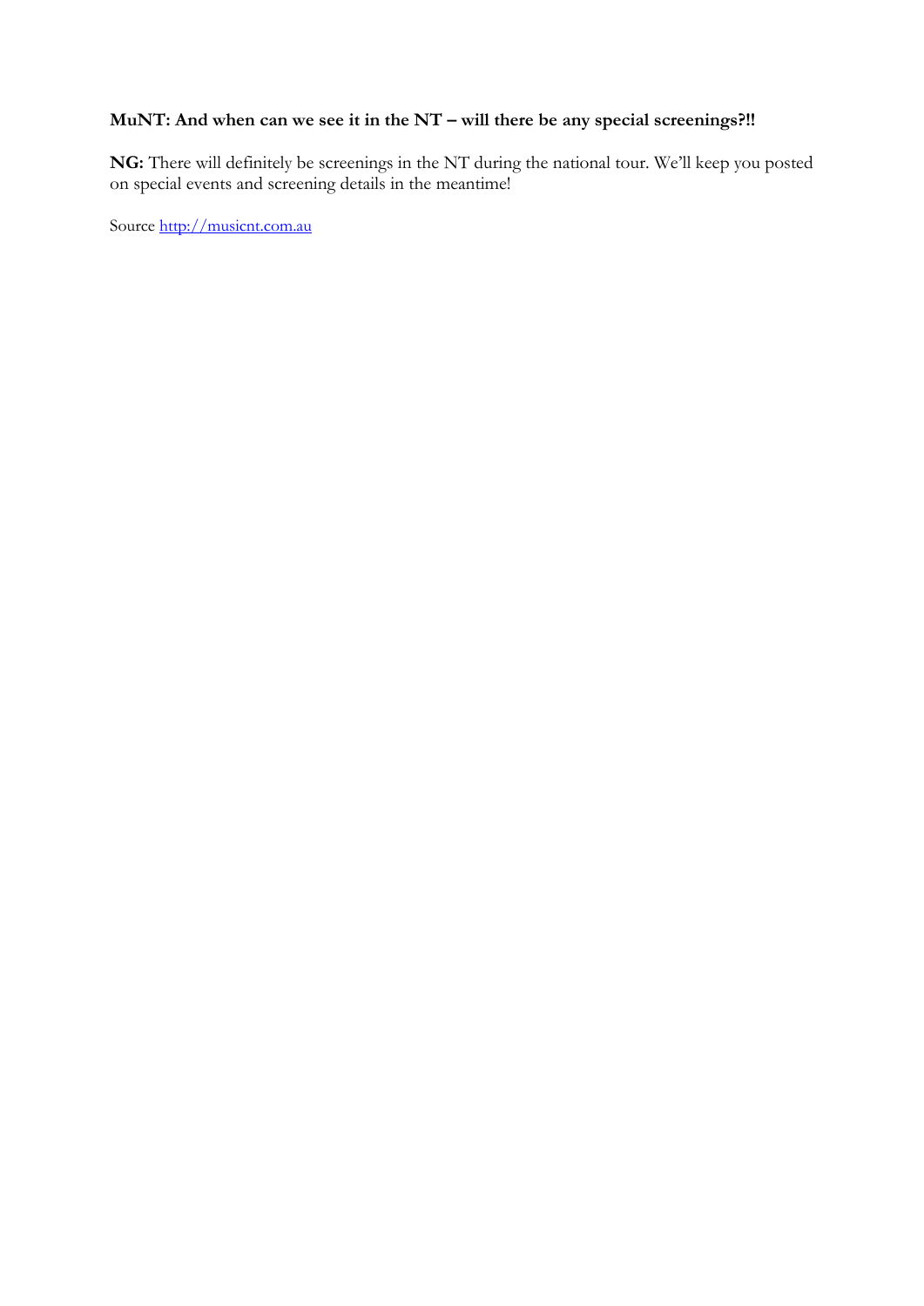**MuNT: And when can we see it in the NT – will there be any special screenings?!!**

**NG:** There will definitely be screenings in the NT during the national tour. We'll keep you posted on special events and screening details in the meantime!

Source http://musicnt.com.au